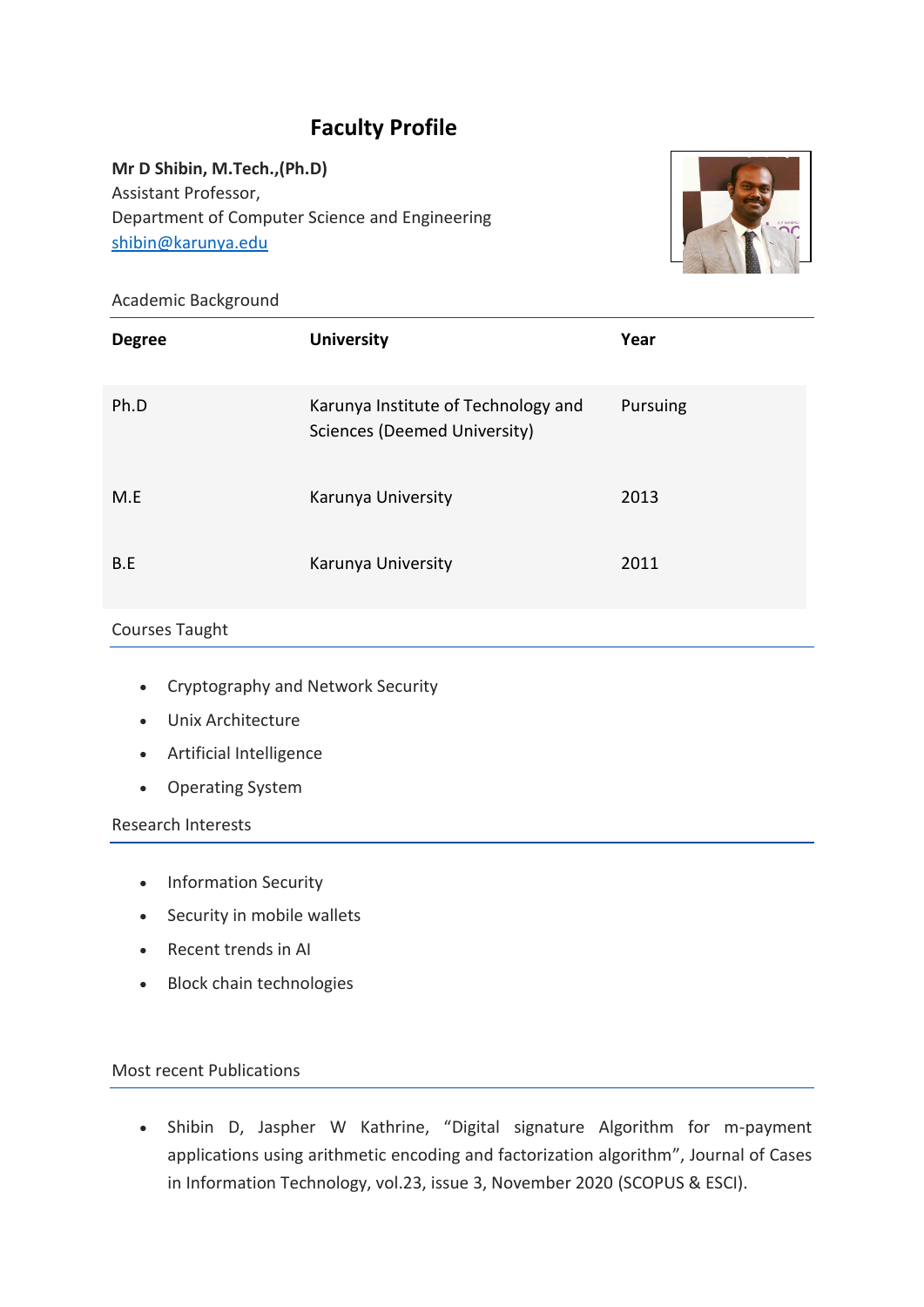# Faculty Profile

**Mr D Shibin, M.Tech.,(Ph.D)**
Assistant Professor,
Department of Computer Science and Engineering
shibin@karunya.edu

## Academic Background

| Degree | University | Year |
|---|---|---|
| Ph.D | Karunya Institute of Technology and Sciences (Deemed University) | Pursuing |
| M.E | Karunya University | 2013 |
| B.E | Karunya University | 2011 |

## Courses Taught

- Cryptography and Network Security
- Unix Architecture
- Artificial Intelligence
- Operating System

## Research Interests

- Information Security
- Security in mobile wallets
- Recent trends in AI
- Block chain technologies

## Most recent Publications

- Shibin D, Jaspher W Kathrine, "Digital signature Algorithm for m-payment applications using arithmetic encoding and factorization algorithm", Journal of Cases in Information Technology, vol.23, issue 3, November 2020 (SCOPUS & ESCI).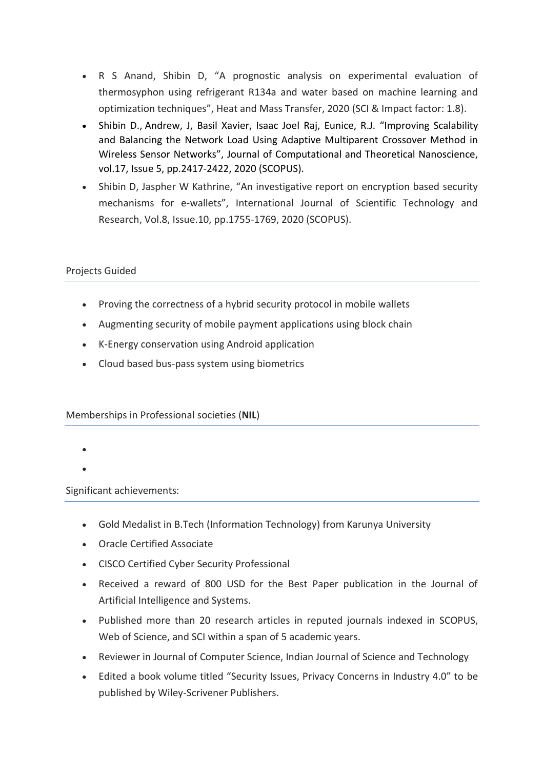- R S Anand, Shibin D, "A prognostic analysis on experimental evaluation of thermosyphon using refrigerant R134a and water based on machine learning and optimization techniques", Heat and Mass Transfer, 2020 (SCI & Impact factor: 1.8).
- Shibin D., Andrew, J, Basil Xavier, Isaac Joel Raj, Eunice, R.J. "Improving Scalability and Balancing the Network Load Using Adaptive Multiparent Crossover Method in Wireless Sensor Networks", Journal of Computational and Theoretical Nanoscience, vol.17, Issue 5, pp.2417-2422, 2020 (SCOPUS).
- Shibin D, Jaspher W Kathrine, "An investigative report on encryption based security mechanisms for e-wallets", International Journal of Scientific Technology and Research, Vol.8, Issue.10, pp.1755-1769, 2020 (SCOPUS).

## Projects Guided

- Proving the correctness of a hybrid security protocol in mobile wallets
- Augmenting security of mobile payment applications using block chain
- K-Energy conservation using Android application
- Cloud based bus-pass system using biometrics

## Memberships in Professional societies (**NIL**)

- 
- 

## Significant achievements:

- Gold Medalist in B.Tech (Information Technology) from Karunya University
- Oracle Certified Associate
- CISCO Certified Cyber Security Professional
- Received a reward of 800 USD for the Best Paper publication in the Journal of Artificial Intelligence and Systems.
- Published more than 20 research articles in reputed journals indexed in SCOPUS, Web of Science, and SCI within a span of 5 academic years.
- Reviewer in Journal of Computer Science, Indian Journal of Science and Technology
- Edited a book volume titled "Security Issues, Privacy Concerns in Industry 4.0" to be published by Wiley-Scrivener Publishers.